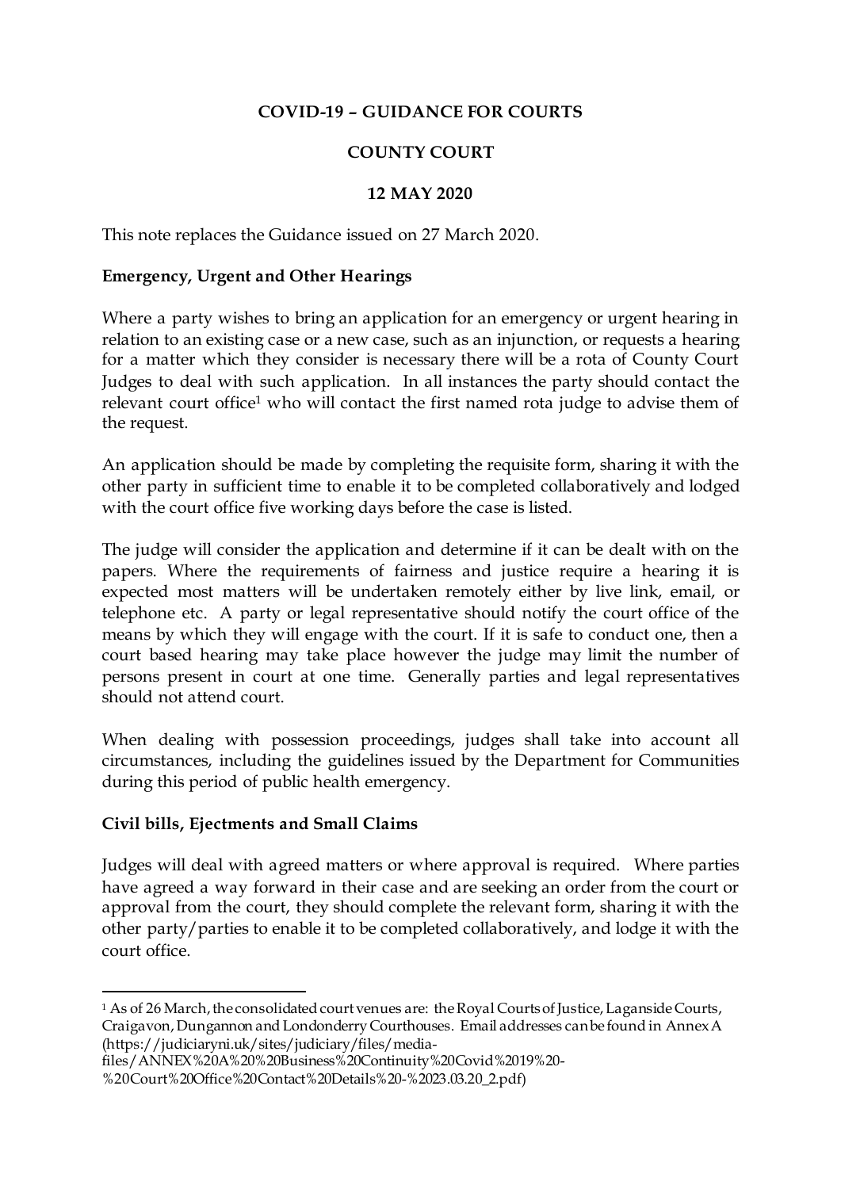**COVID-19 – GUIDANCE FOR COURTS**

**COUNTY COURT**

**12 MAY 2020**

This note replaces the Guidance issued on 27 March 2020.

**Emergency, Urgent and Other Hearings**

Where a party wishes to bring an application for an emergency or urgent hearing in relation to an existing case or a new case, such as an injunction, or requests a hearing for a matter which they consider is necessary there will be a rota of County Court Judges to deal with such application. In all instances the party should contact the relevant court office[1] who will contact the first named rota judge to advise them of the request.

An application should be made by completing the requisite form, sharing it with the other party in sufficient time to enable it to be completed collaboratively and lodged with the court office five working days before the case is listed.

The judge will consider the application and determine if it can be dealt with on the papers. Where the requirements of fairness and justice require a hearing it is expected most matters will be undertaken remotely either by live link, email, or telephone etc. A party or legal representative should notify the court office of the means by which they will engage with the court. If it is safe to conduct one, then a court based hearing may take place however the judge may limit the number of persons present in court at one time. Generally parties and legal representatives should not attend court.

When dealing with possession proceedings, judges shall take into account all circumstances, including the guidelines issued by the Department for Communities during this period of public health emergency.

**Civil bills, Ejectments and Small Claims**

Judges will deal with agreed matters or where approval is required. Where parties have agreed a way forward in their case and are seeking an order from the court or approval from the court, they should complete the relevant form, sharing it with the other party/parties to enable it to be completed collaboratively, and lodge it with the court office.

---

[1] As of 26 March, the consolidated court venues are: the Royal Courts of Justice, Laganside Courts, Craigavon, Dungannon and Londonderry Courthouses. Email addresses can be found in Annex A (https://judiciaryni.uk/sites/judiciary/files/media-files/ANNEX%20A%20%20Business%20Continuity%20Covid%2019%20-%20Court%20Office%20Contact%20Details%20-%2023.03.20_2.pdf)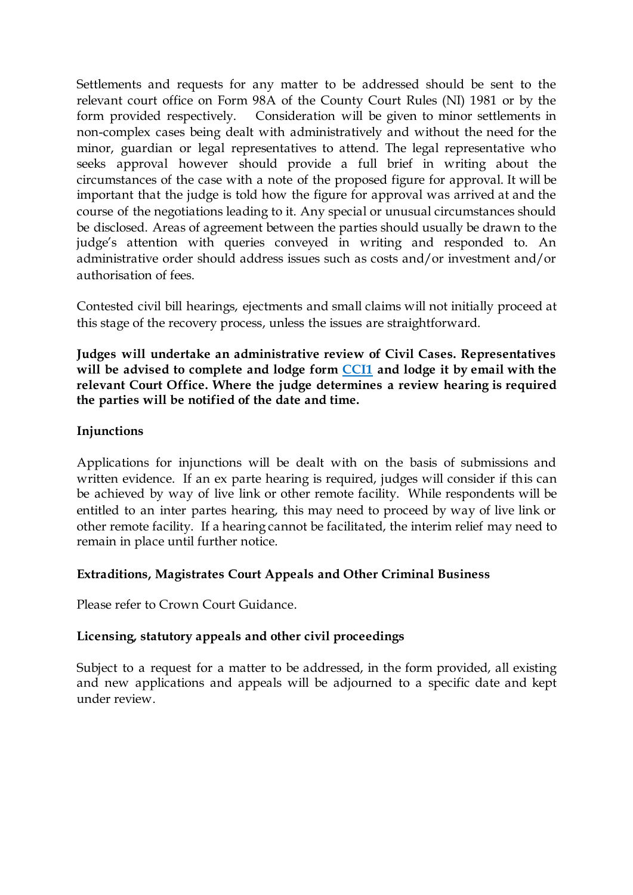Settlements and requests for any matter to be addressed should be sent to the relevant court office on Form 98A of the County Court Rules (NI) 1981 or by the form provided respectively. Consideration will be given to minor settlements in non-complex cases being dealt with administratively and without the need for the minor, guardian or legal representatives to attend. The legal representative who seeks approval however should provide a full brief in writing about the circumstances of the case with a note of the proposed figure for approval. It will be important that the judge is told how the figure for approval was arrived at and the course of the negotiations leading to it. Any special or unusual circumstances should be disclosed. Areas of agreement between the parties should usually be drawn to the judge's attention with queries conveyed in writing and responded to. An administrative order should address issues such as costs and/or investment and/or authorisation of fees.

Contested civil bill hearings, ejectments and small claims will not initially proceed at this stage of the recovery process, unless the issues are straightforward.

**Judges will undertake an administrative review of Civil Cases. Representatives will be advised to complete and lodge form CCI1 and lodge it by email with the relevant Court Office. Where the judge determines a review hearing is required the parties will be notified of the date and time.**

**Injunctions**

Applications for injunctions will be dealt with on the basis of submissions and written evidence. If an ex parte hearing is required, judges will consider if this can be achieved by way of live link or other remote facility. While respondents will be entitled to an inter partes hearing, this may need to proceed by way of live link or other remote facility. If a hearing cannot be facilitated, the interim relief may need to remain in place until further notice.

**Extraditions, Magistrates Court Appeals and Other Criminal Business**

Please refer to Crown Court Guidance.

**Licensing, statutory appeals and other civil proceedings**

Subject to a request for a matter to be addressed, in the form provided, all existing and new applications and appeals will be adjourned to a specific date and kept under review.